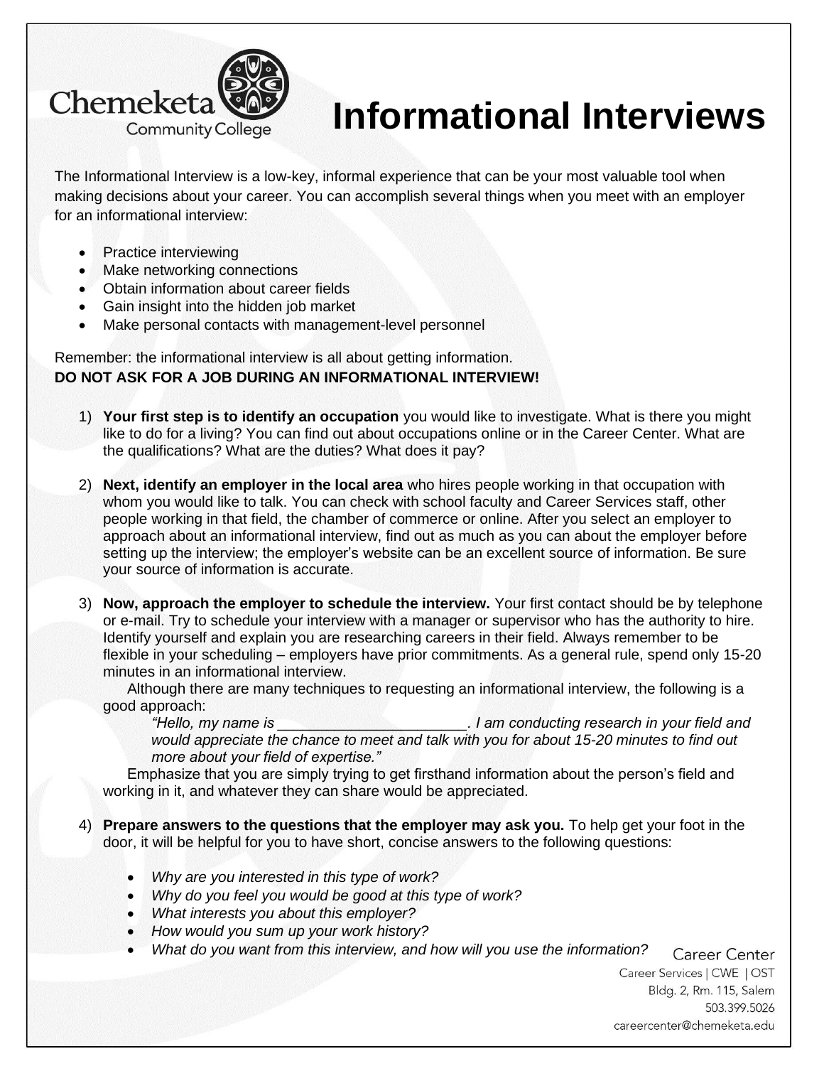Chemeketa Community College

# Informational Interviews

The Informational Interview is a low-key, informal experience that can be your most valuable tool when making decisions about your career. You can accomplish several things when you meet with an employer for an informational interview:

- Practice interviewing
- Make networking connections
- Obtain information about career fields
- Gain insight into the hidden job market
- Make personal contacts with management-level personnel

Remember: the informational interview is all about getting information.
**DO NOT ASK FOR A JOB DURING AN INFORMATIONAL INTERVIEW!**

1) **Your first step is to identify an occupation** you would like to investigate. What is there you might like to do for a living? You can find out about occupations online or in the Career Center. What are the qualifications? What are the duties? What does it pay?

2) **Next, identify an employer in the local area** who hires people working in that occupation with whom you would like to talk. You can check with school faculty and Career Services staff, other people working in that field, the chamber of commerce or online. After you select an employer to approach about an informational interview, find out as much as you can about the employer before setting up the interview; the employer's website can be an excellent source of information. Be sure your source of information is accurate.

3) **Now, approach the employer to schedule the interview.** Your first contact should be by telephone or e-mail. Try to schedule your interview with a manager or supervisor who has the authority to hire. Identify yourself and explain you are researching careers in their field. Always remember to be flexible in your scheduling – employers have prior commitments. As a general rule, spend only 15-20 minutes in an informational interview.

   Although there are many techniques to requesting an informational interview, the following is a good approach:

   *"Hello, my name is ______________________. I am conducting research in your field and would appreciate the chance to meet and talk with you for about 15-20 minutes to find out more about your field of expertise."*

   Emphasize that you are simply trying to get firsthand information about the person's field and working in it, and whatever they can share would be appreciated.

4) **Prepare answers to the questions that the employer may ask you.** To help get your foot in the door, it will be helpful for you to have short, concise answers to the following questions:

   - *Why are you interested in this type of work?*
   - *Why do you feel you would be good at this type of work?*
   - *What interests you about this employer?*
   - *How would you sum up your work history?*
   - *What do you want from this interview, and how will you use the information?*

Career Center
Career Services | CWE | OST
Bldg. 2, Rm. 115, Salem
503.399.5026
careercenter@chemeketa.edu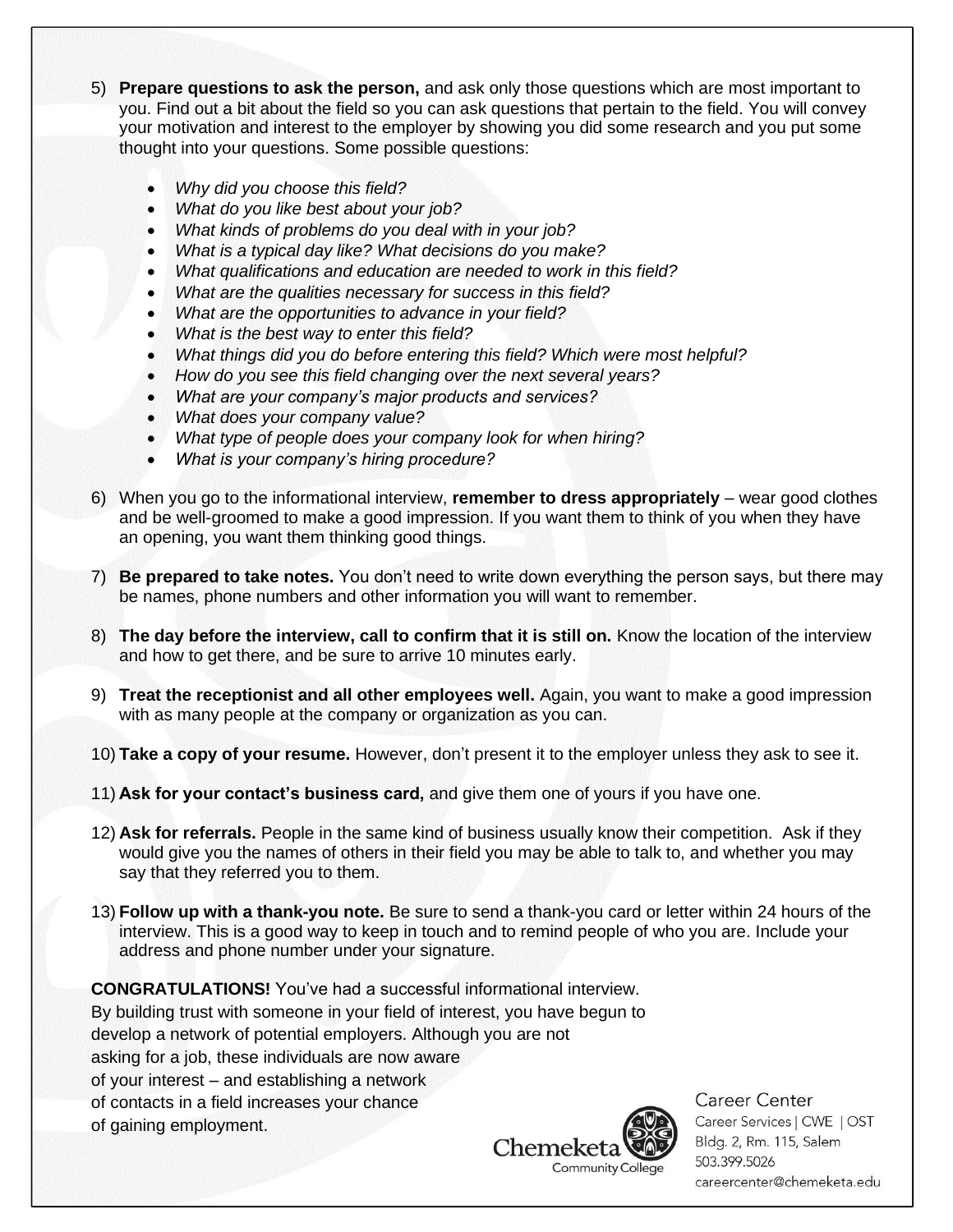5) **Prepare questions to ask the person,** and ask only those questions which are most important to you. Find out a bit about the field so you can ask questions that pertain to the field. You will convey your motivation and interest to the employer by showing you did some research and you put some thought into your questions. Some possible questions:

    - *Why did you choose this field?*
    - *What do you like best about your job?*
    - *What kinds of problems do you deal with in your job?*
    - *What is a typical day like? What decisions do you make?*
    - *What qualifications and education are needed to work in this field?*
    - *What are the qualities necessary for success in this field?*
    - *What are the opportunities to advance in your field?*
    - *What is the best way to enter this field?*
    - *What things did you do before entering this field? Which were most helpful?*
    - *How do you see this field changing over the next several years?*
    - *What are your company's major products and services?*
    - *What does your company value?*
    - *What type of people does your company look for when hiring?*
    - *What is your company's hiring procedure?*

6) When you go to the informational interview, **remember to dress appropriately** – wear good clothes and be well-groomed to make a good impression. If you want them to think of you when they have an opening, you want them thinking good things.

7) **Be prepared to take notes.** You don't need to write down everything the person says, but there may be names, phone numbers and other information you will want to remember.

8) **The day before the interview, call to confirm that it is still on.** Know the location of the interview and how to get there, and be sure to arrive 10 minutes early.

9) **Treat the receptionist and all other employees well.** Again, you want to make a good impression with as many people at the company or organization as you can.

10) **Take a copy of your resume.** However, don't present it to the employer unless they ask to see it.

11) **Ask for your contact's business card,** and give them one of yours if you have one.

12) **Ask for referrals.** People in the same kind of business usually know their competition. Ask if they would give you the names of others in their field you may be able to talk to, and whether you may say that they referred you to them.

13) **Follow up with a thank-you note.** Be sure to send a thank-you card or letter within 24 hours of the interview. This is a good way to keep in touch and to remind people of who you are. Include your address and phone number under your signature.

**CONGRATULATIONS!** You've had a successful informational interview. By building trust with someone in your field of interest, you have begun to develop a network of potential employers. Although you are not asking for a job, these individuals are now aware of your interest – and establishing a network of contacts in a field increases your chance of gaining employment.

Chemeketa Community College

Career Center
Career Services | CWE | OST
Bldg. 2, Rm. 115, Salem
503.399.5026
careercenter@chemeketa.edu